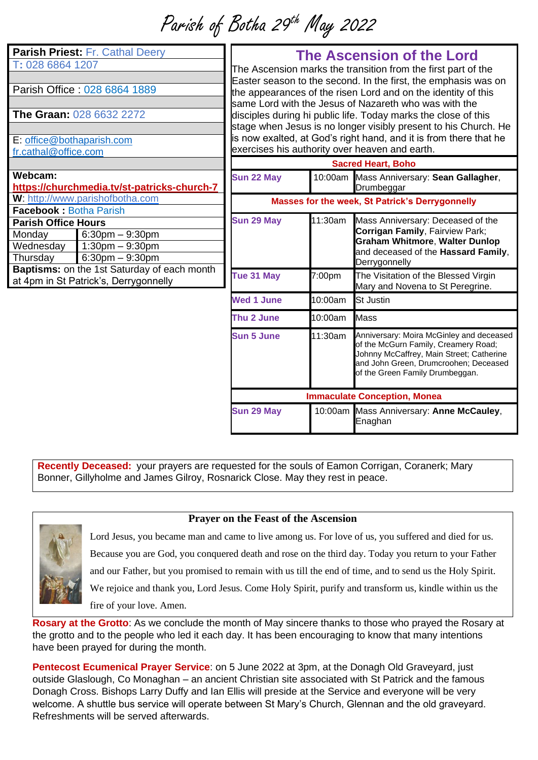# Parish of Botha 29th May 2022

**Parish Priest:** Fr. Cathal Deery
T: 028 6864 1207

Parish Office : 028 6864 1889

**The Graan:** 028 6632 2272

E: office@bothaparish.com
fr.cathal@office.com

**Webcam:**
**https://churchmedia.tv/st-patricks-church-7**

**W**: http://www.parishofbotha.com

**Facebook :** Botha Parish

| **Parish Office Hours** | |
|---|---|
| Monday | 6:30pm – 9:30pm |
| Wednesday | 1:30pm – 9:30pm |
| Thursday | 6:30pm – 9:30pm |

**Baptisms:** on the 1st Saturday of each month at 4pm in St Patrick's, Derrygonnelly

## The Ascension of the Lord

The Ascension marks the transition from the first part of the Easter season to the second. In the first, the emphasis was on the appearances of the risen Lord and on the identity of this same Lord with the Jesus of Nazareth who was with the disciples during hi public life. Today marks the close of this stage when Jesus is no longer visibly present to his Church. He is now exalted, at God's right hand, and it is from there that he exercises his authority over heaven and earth.

| **Sacred Heart, Boho** | | |
|---|---|---|
| **Sun 22 May** | 10:00am | Mass Anniversary: **Sean Gallagher**, Drumbeggar |
| **Masses for the week, St Patrick's Derrygonnelly** | | |
| **Sun 29 May** | 11:30am | Mass Anniversary: Deceased of the **Corrigan Family**, Fairview Road; **Graham Whitmore**, **Walter Dunlop** and deceased of the **Hassard Family**, Derrygonnelly |
| **Tue 31 May** | 7:00pm | The Visitation of the Blessed Virgin Mary and Novena to St Peregrine. |
| **Wed 1 June** | 10:00am | St Justin |
| **Thu 2 June** | 10:00am | Mass |
| **Sun 5 June** | 11:30am | Anniversary: Moira McGinley and deceased of the McGurn Family, Creamery Road; Johnny McCaffrey, Main Street; Catherine and John Green, Drumcroohen; Deceased of the Green Family Drumbeggan. |
| **Immaculate Conception, Monea** | | |
| **Sun 29 May** | 10:00am | Mass Anniversary: **Anne McCauley**, Enaghan |

**Recently Deceased:** your prayers are requested for the souls of Eamon Corrigan, Coranerk; Mary Bonner, Gillyholme and James Gilroy, Rosnarick Close. May they rest in peace.

### Prayer on the Feast of the Ascension

Lord Jesus, you became man and came to live among us. For love of us, you suffered and died for us. Because you are God, you conquered death and rose on the third day. Today you return to your Father and our Father, but you promised to remain with us till the end of time, and to send us the Holy Spirit. We rejoice and thank you, Lord Jesus. Come Holy Spirit, purify and transform us, kindle within us the fire of your love. Amen.

**Rosary at the Grotto**: As we conclude the month of May sincere thanks to those who prayed the Rosary at the grotto and to the people who led it each day. It has been encouraging to know that many intentions have been prayed for during the month.

**Pentecost Ecumenical Prayer Service**: on 5 June 2022 at 3pm, at the Donagh Old Graveyard, just outside Glaslough, Co Monaghan – an ancient Christian site associated with St Patrick and the famous Donagh Cross. Bishops Larry Duffy and Ian Ellis will preside at the Service and everyone will be very welcome. A shuttle bus service will operate between St Mary's Church, Glennan and the old graveyard. Refreshments will be served afterwards.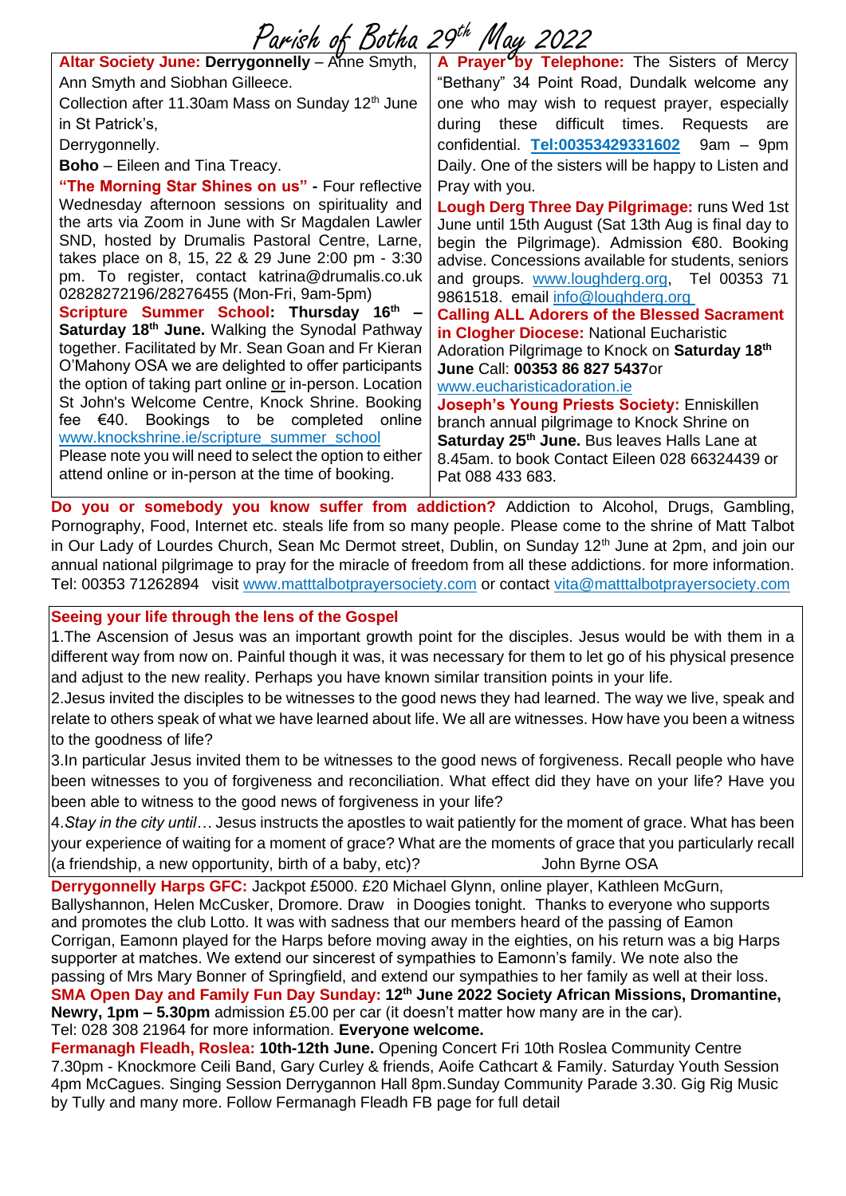# Parish of Botha 29th May 2022

**Altar Society June: Derrygonnelly** – Anne Smyth, Ann Smyth and Siobhan Gilleece.
Collection after 11.30am Mass on Sunday 12th June in St Patrick's,
Derrygonnelly.
**Boho** – Eileen and Tina Treacy.

**"The Morning Star Shines on us" -** Four reflective Wednesday afternoon sessions on spirituality and the arts via Zoom in June with Sr Magdalen Lawler SND, hosted by Drumalis Pastoral Centre, Larne, takes place on 8, 15, 22 & 29 June 2:00 pm - 3:30 pm. To register, contact katrina@drumalis.co.uk 02828272196/28276455 (Mon-Fri, 9am-5pm)

**Scripture Summer School: Thursday 16th – Saturday 18th June.** Walking the Synodal Pathway together. Facilitated by Mr. Sean Goan and Fr Kieran O'Mahony OSA we are delighted to offer participants the option of taking part online or in-person. Location St John's Welcome Centre, Knock Shrine. Booking fee €40. Bookings to be completed online www.knockshrine.ie/scripture_summer_school
Please note you will need to select the option to either attend online or in-person at the time of booking.

**A Prayer by Telephone:** The Sisters of Mercy "Bethany" 34 Point Road, Dundalk welcome any one who may wish to request prayer, especially during these difficult times. Requests are confidential. **Tel:00353429331602** 9am – 9pm Daily. One of the sisters will be happy to Listen and Pray with you.

**Lough Derg Three Day Pilgrimage:** runs Wed 1st June until 15th August (Sat 13th Aug is final day to begin the Pilgrimage). Admission €80. Booking advise. Concessions available for students, seniors and groups. www.loughderg.org, Tel 00353 71 9861518. email info@loughderg.org

**Calling ALL Adorers of the Blessed Sacrament in Clogher Diocese:** National Eucharistic Adoration Pilgrimage to Knock on **Saturday 18th June** Call: **00353 86 827 5437**or www.eucharisticadoration.ie

**Joseph's Young Priests Society:** Enniskillen branch annual pilgrimage to Knock Shrine on **Saturday 25th June.** Bus leaves Halls Lane at 8.45am. to book Contact Eileen 028 66324439 or Pat 088 433 683.

**Do you or somebody you know suffer from addiction?** Addiction to Alcohol, Drugs, Gambling, Pornography, Food, Internet etc. steals life from so many people. Please come to the shrine of Matt Talbot in Our Lady of Lourdes Church, Sean Mc Dermot street, Dublin, on Sunday 12th June at 2pm, and join our annual national pilgrimage to pray for the miracle of freedom from all these addictions. for more information. Tel: 00353 71262894 visit www.matttalbotprayersociety.com or contact vita@matttalbotprayersociety.com

**Seeing your life through the lens of the Gospel**

1.The Ascension of Jesus was an important growth point for the disciples. Jesus would be with them in a different way from now on. Painful though it was, it was necessary for them to let go of his physical presence and adjust to the new reality. Perhaps you have known similar transition points in your life.

2.Jesus invited the disciples to be witnesses to the good news they had learned. The way we live, speak and relate to others speak of what we have learned about life. We all are witnesses. How have you been a witness to the goodness of life?

3.In particular Jesus invited them to be witnesses to the good news of forgiveness. Recall people who have been witnesses to you of forgiveness and reconciliation. What effect did they have on your life? Have you been able to witness to the good news of forgiveness in your life?

4.*Stay in the city until…* Jesus instructs the apostles to wait patiently for the moment of grace. What has been your experience of waiting for a moment of grace? What are the moments of grace that you particularly recall (a friendship, a new opportunity, birth of a baby, etc)? John Byrne OSA

**Derrygonnelly Harps GFC:** Jackpot £5000. £20 Michael Glynn, online player, Kathleen McGurn, Ballyshannon, Helen McCusker, Dromore. Draw in Doogies tonight. Thanks to everyone who supports and promotes the club Lotto. It was with sadness that our members heard of the passing of Eamon Corrigan, Eamonn played for the Harps before moving away in the eighties, on his return was a big Harps supporter at matches. We extend our sincerest of sympathies to Eamonn's family. We note also the passing of Mrs Mary Bonner of Springfield, and extend our sympathies to her family as well at their loss.

**SMA Open Day and Family Fun Day Sunday: 12th June 2022 Society African Missions, Dromantine, Newry, 1pm – 5.30pm** admission £5.00 per car (it doesn't matter how many are in the car).
Tel: 028 308 21964 for more information. **Everyone welcome.**

**Fermanagh Fleadh, Roslea: 10th-12th June.** Opening Concert Fri 10th Roslea Community Centre 7.30pm - Knockmore Ceili Band, Gary Curley & friends, Aoife Cathcart & Family. Saturday Youth Session 4pm McCagues. Singing Session Derrygannon Hall 8pm.Sunday Community Parade 3.30. Gig Rig Music by Tully and many more. Follow Fermanagh Fleadh FB page for full detail